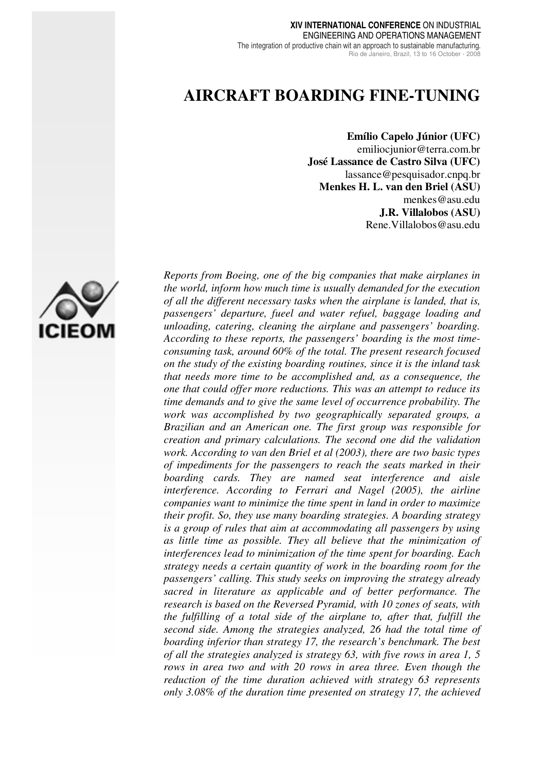# AIRCRAFT BOARDING FINE-TUNING

**Emílio Capelo Júnior (UFC)**
emiliocjunior@terra.com.br
**José Lassance de Castro Silva (UFC)**
lassance@pesquisador.cnpq.br
**Menkes H. L. van den Briel (ASU)**
menkes@asu.edu
**J.R. Villalobos (ASU)**
Rene.Villalobos@asu.edu

*Reports from Boeing, one of the big companies that make airplanes in the world, inform how much time is usually demanded for the execution of all the different necessary tasks when the airplane is landed, that is, passengers' departure, fueel and water refuel, baggage loading and unloading, catering, cleaning the airplane and passengers' boarding. According to these reports, the passengers' boarding is the most time-consuming task, around 60% of the total. The present research focused on the study of the existing boarding routines, since it is the inland task that needs more time to be accomplished and, as a consequence, the one that could offer more reductions. This was an attempt to reduce its time demands and to give the same level of occurrence probability. The work was accomplished by two geographically separated groups, a Brazilian and an American one. The first group was responsible for creation and primary calculations. The second one did the validation work. According to van den Briel et al (2003), there are two basic types of impediments for the passengers to reach the seats marked in their boarding cards. They are named seat interference and aisle interference. According to Ferrari and Nagel (2005), the airline companies want to minimize the time spent in land in order to maximize their profit. So, they use many boarding strategies. A boarding strategy is a group of rules that aim at accommodating all passengers by using as little time as possible. They all believe that the minimization of interferences lead to minimization of the time spent for boarding. Each strategy needs a certain quantity of work in the boarding room for the passengers' calling. This study seeks on improving the strategy already sacred in literature as applicable and of better performance. The research is based on the Reversed Pyramid, with 10 zones of seats, with the fulfilling of a total side of the airplane to, after that, fulfill the second side. Among the strategies analyzed, 26 had the total time of boarding inferior than strategy 17, the research's benchmark. The best of all the strategies analyzed is strategy 63, with five rows in area 1, 5 rows in area two and with 20 rows in area three. Even though the reduction of the time duration achieved with strategy 63 represents only 3.08% of the duration time presented on strategy 17, the achieved*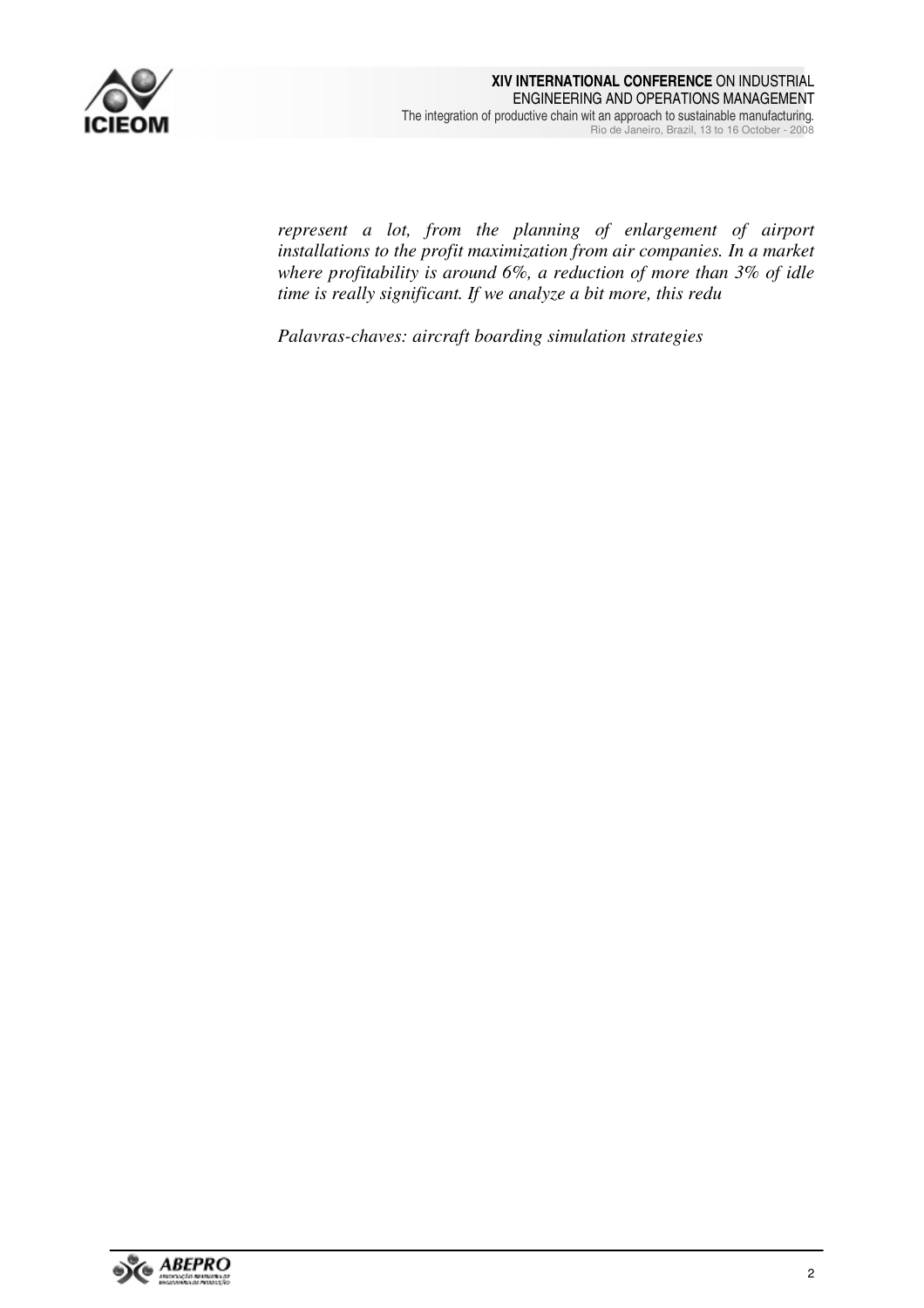*represent a lot, from the planning of enlargement of airport installations to the profit maximization from air companies. In a market where profitability is around 6%, a reduction of more than 3% of idle time is really significant. If we analyze a bit more, this redu*

*Palavras-chaves: aircraft boarding simulation strategies*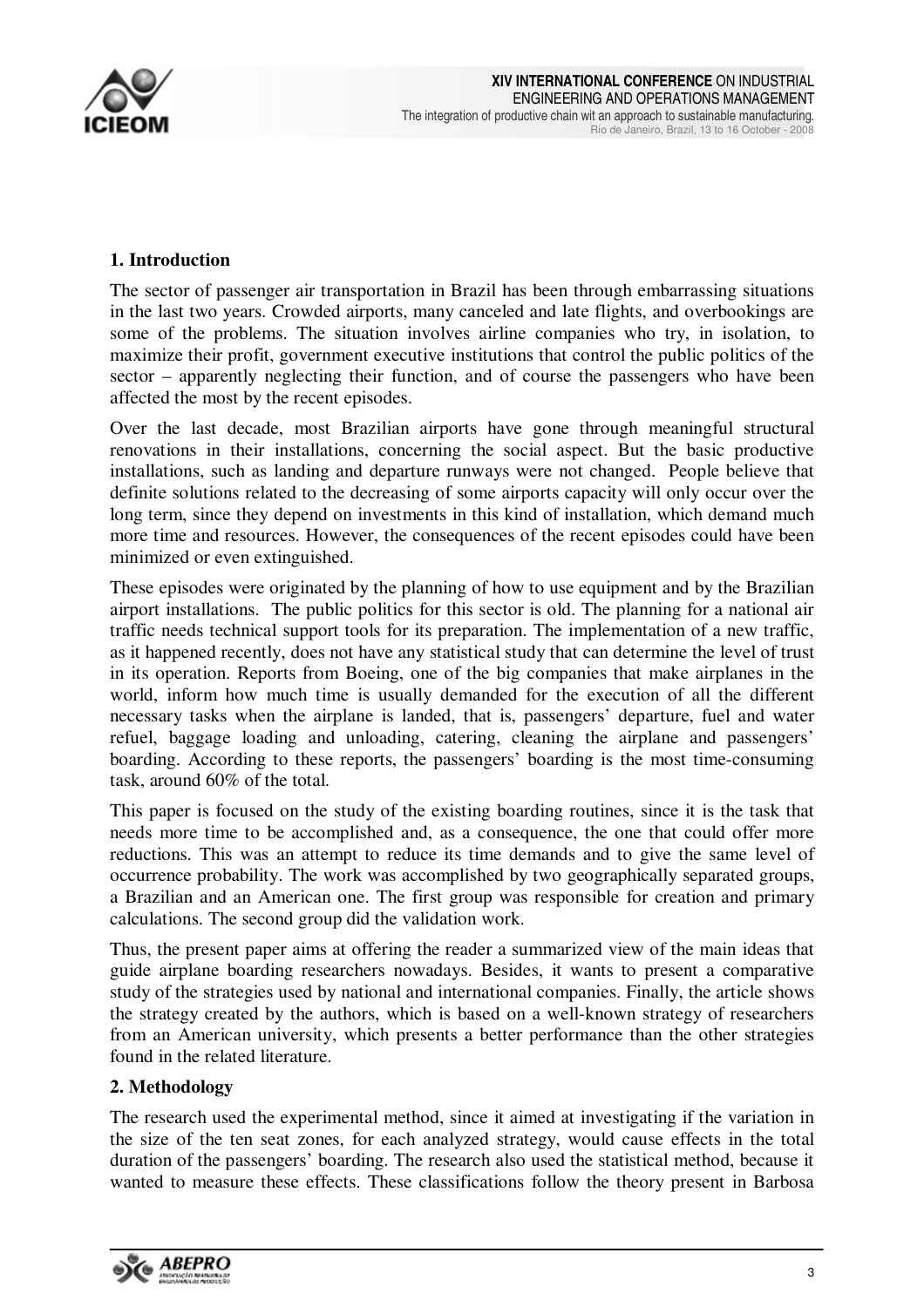## 1. Introduction

The sector of passenger air transportation in Brazil has been through embarrassing situations in the last two years. Crowded airports, many canceled and late flights, and overbookings are some of the problems. The situation involves airline companies who try, in isolation, to maximize their profit, government executive institutions that control the public politics of the sector – apparently neglecting their function, and of course the passengers who have been affected the most by the recent episodes.

Over the last decade, most Brazilian airports have gone through meaningful structural renovations in their installations, concerning the social aspect. But the basic productive installations, such as landing and departure runways were not changed. People believe that definite solutions related to the decreasing of some airports capacity will only occur over the long term, since they depend on investments in this kind of installation, which demand much more time and resources. However, the consequences of the recent episodes could have been minimized or even extinguished.

These episodes were originated by the planning of how to use equipment and by the Brazilian airport installations. The public politics for this sector is old. The planning for a national air traffic needs technical support tools for its preparation. The implementation of a new traffic, as it happened recently, does not have any statistical study that can determine the level of trust in its operation. Reports from Boeing, one of the big companies that make airplanes in the world, inform how much time is usually demanded for the execution of all the different necessary tasks when the airplane is landed, that is, passengers' departure, fuel and water refuel, baggage loading and unloading, catering, cleaning the airplane and passengers' boarding. According to these reports, the passengers' boarding is the most time-consuming task, around 60% of the total.

This paper is focused on the study of the existing boarding routines, since it is the task that needs more time to be accomplished and, as a consequence, the one that could offer more reductions. This was an attempt to reduce its time demands and to give the same level of occurrence probability. The work was accomplished by two geographically separated groups, a Brazilian and an American one. The first group was responsible for creation and primary calculations. The second group did the validation work.

Thus, the present paper aims at offering the reader a summarized view of the main ideas that guide airplane boarding researchers nowadays. Besides, it wants to present a comparative study of the strategies used by national and international companies. Finally, the article shows the strategy created by the authors, which is based on a well-known strategy of researchers from an American university, which presents a better performance than the other strategies found in the related literature.

## 2. Methodology

The research used the experimental method, since it aimed at investigating if the variation in the size of the ten seat zones, for each analyzed strategy, would cause effects in the total duration of the passengers' boarding. The research also used the statistical method, because it wanted to measure these effects. These classifications follow the theory present in Barbosa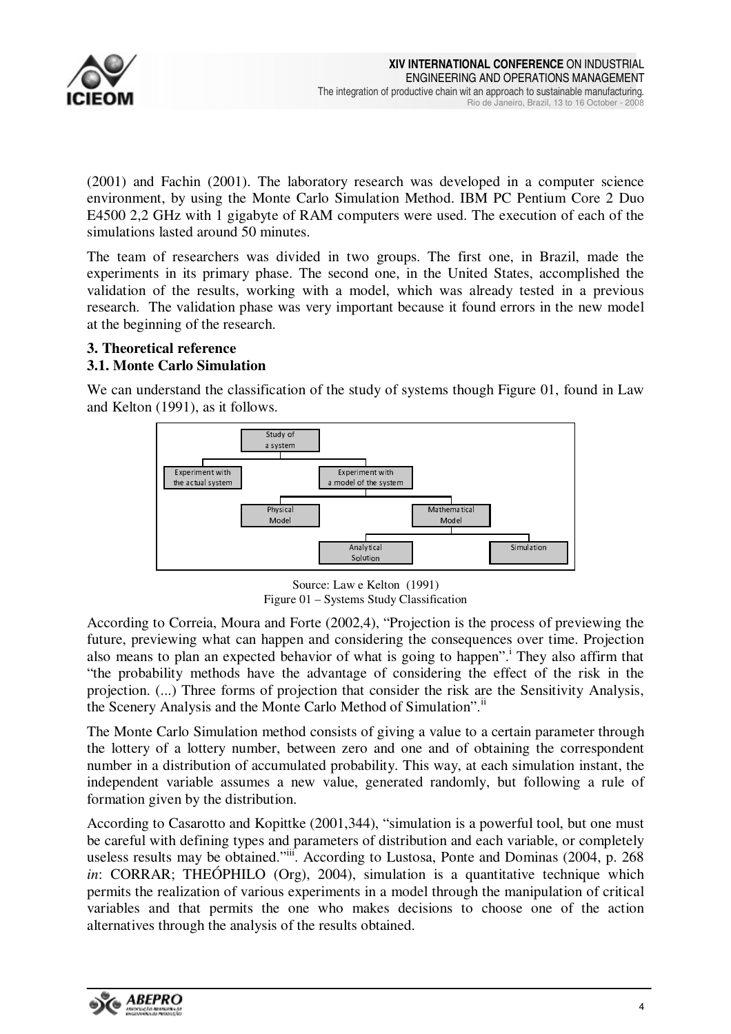(2001) and Fachin (2001). The laboratory research was developed in a computer science environment, by using the Monte Carlo Simulation Method. IBM PC Pentium Core 2 Duo E4500 2,2 GHz with 1 gigabyte of RAM computers were used. The execution of each of the simulations lasted around 50 minutes.

The team of researchers was divided in two groups. The first one, in Brazil, made the experiments in its primary phase. The second one, in the United States, accomplished the validation of the results, working with a model, which was already tested in a previous research. The validation phase was very important because it found errors in the new model at the beginning of the research.

## 3. Theoretical reference

### 3.1. Monte Carlo Simulation

We can understand the classification of the study of systems though Figure 01, found in Law and Kelton (1991), as it follows.

- Study of a system
  - Experiment with the actual system
  - Experiment with a model of the system
    - Physical Model
    - Mathematical Model
      - Analytical Solution
      - Simulation

Source: Law e Kelton (1991)

Figure 01 – Systems Study Classification

According to Correia, Moura and Forte (2002,4), "Projection is the process of previewing the future, previewing what can happen and considering the consequences over time. Projection also means to plan an expected behavior of what is going to happen".[i] They also affirm that "the probability methods have the advantage of considering the effect of the risk in the projection. (...) Three forms of projection that consider the risk are the Sensitivity Analysis, the Scenery Analysis and the Monte Carlo Method of Simulation".[ii]

The Monte Carlo Simulation method consists of giving a value to a certain parameter through the lottery of a lottery number, between zero and one and of obtaining the correspondent number in a distribution of accumulated probability. This way, at each simulation instant, the independent variable assumes a new value, generated randomly, but following a rule of formation given by the distribution.

According to Casarotto and Kopittke (2001,344), "simulation is a powerful tool, but one must be careful with defining types and parameters of distribution and each variable, or completely useless results may be obtained."[iii]. According to Lustosa, Ponte and Dominas (2004, p. 268 *in*: CORRAR; THEÓPHILO (Org), 2004), simulation is a quantitative technique which permits the realization of various experiments in a model through the manipulation of critical variables and that permits the one who makes decisions to choose one of the action alternatives through the analysis of the results obtained.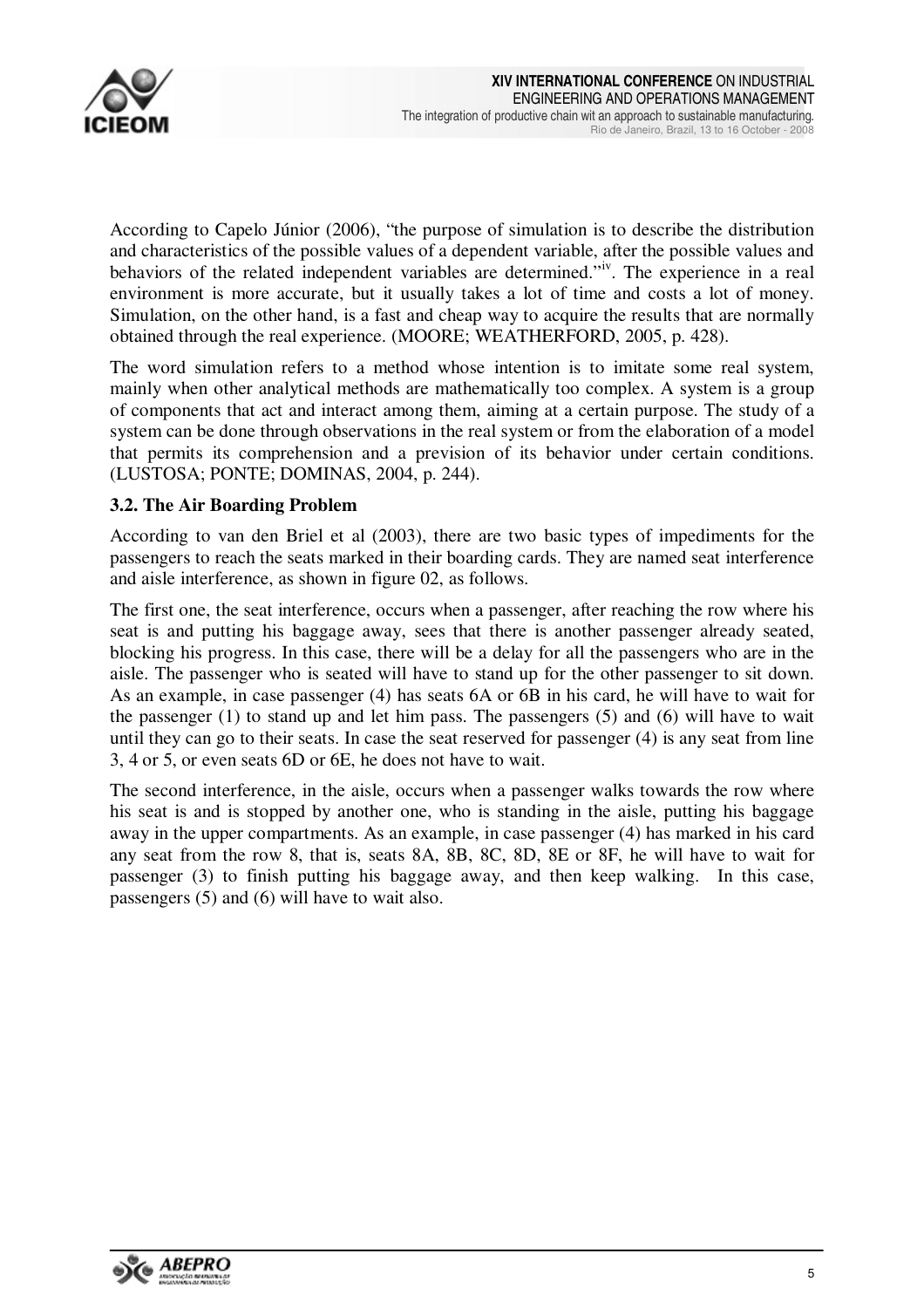According to Capelo Júnior (2006), "the purpose of simulation is to describe the distribution and characteristics of the possible values of a dependent variable, after the possible values and behaviors of the related independent variables are determined."[iv]. The experience in a real environment is more accurate, but it usually takes a lot of time and costs a lot of money. Simulation, on the other hand, is a fast and cheap way to acquire the results that are normally obtained through the real experience. (MOORE; WEATHERFORD, 2005, p. 428).

The word simulation refers to a method whose intention is to imitate some real system, mainly when other analytical methods are mathematically too complex. A system is a group of components that act and interact among them, aiming at a certain purpose. The study of a system can be done through observations in the real system or from the elaboration of a model that permits its comprehension and a prevision of its behavior under certain conditions. (LUSTOSA; PONTE; DOMINAS, 2004, p. 244).

### 3.2. The Air Boarding Problem

According to van den Briel et al (2003), there are two basic types of impediments for the passengers to reach the seats marked in their boarding cards. They are named seat interference and aisle interference, as shown in figure 02, as follows.

The first one, the seat interference, occurs when a passenger, after reaching the row where his seat is and putting his baggage away, sees that there is another passenger already seated, blocking his progress. In this case, there will be a delay for all the passengers who are in the aisle. The passenger who is seated will have to stand up for the other passenger to sit down. As an example, in case passenger (4) has seats 6A or 6B in his card, he will have to wait for the passenger (1) to stand up and let him pass. The passengers (5) and (6) will have to wait until they can go to their seats. In case the seat reserved for passenger (4) is any seat from line 3, 4 or 5, or even seats 6D or 6E, he does not have to wait.

The second interference, in the aisle, occurs when a passenger walks towards the row where his seat is and is stopped by another one, who is standing in the aisle, putting his baggage away in the upper compartments. As an example, in case passenger (4) has marked in his card any seat from the row 8, that is, seats 8A, 8B, 8C, 8D, 8E or 8F, he will have to wait for passenger (3) to finish putting his baggage away, and then keep walking. In this case, passengers (5) and (6) will have to wait also.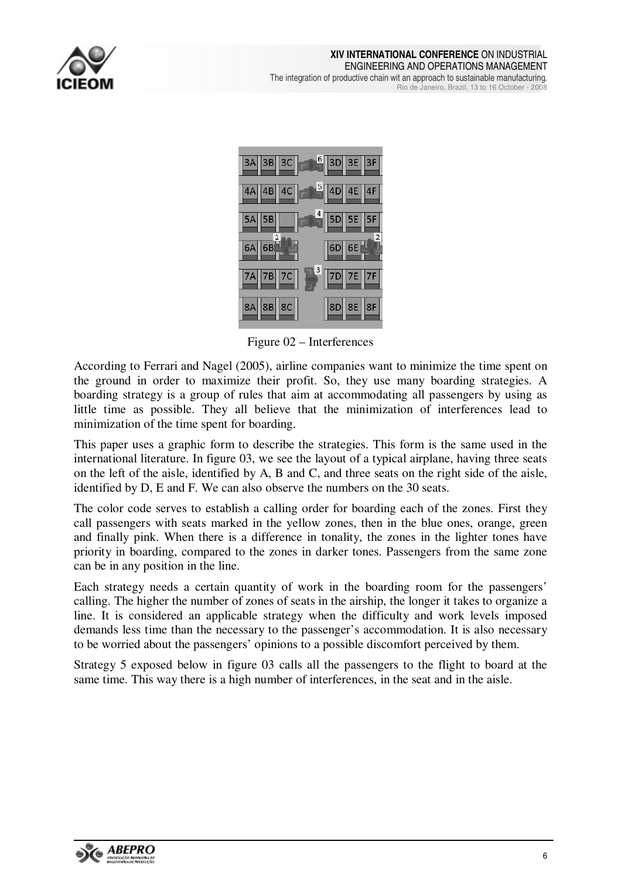Figure 02 – Interferences

According to Ferrari and Nagel (2005), airline companies want to minimize the time spent on the ground in order to maximize their profit. So, they use many boarding strategies. A boarding strategy is a group of rules that aim at accommodating all passengers by using as little time as possible. They all believe that the minimization of interferences lead to minimization of the time spent for boarding.

This paper uses a graphic form to describe the strategies. This form is the same used in the international literature. In figure 03, we see the layout of a typical airplane, having three seats on the left of the aisle, identified by A, B and C, and three seats on the right side of the aisle, identified by D, E and F. We can also observe the numbers on the 30 seats.

The color code serves to establish a calling order for boarding each of the zones. First they call passengers with seats marked in the yellow zones, then in the blue ones, orange, green and finally pink. When there is a difference in tonality, the zones in the lighter tones have priority in boarding, compared to the zones in darker tones. Passengers from the same zone can be in any position in the line.

Each strategy needs a certain quantity of work in the boarding room for the passengers' calling. The higher the number of zones of seats in the airship, the longer it takes to organize a line. It is considered an applicable strategy when the difficulty and work levels imposed demands less time than the necessary to the passenger's accommodation. It is also necessary to be worried about the passengers' opinions to a possible discomfort perceived by them.

Strategy 5 exposed below in figure 03 calls all the passengers to the flight to board at the same time. This way there is a high number of interferences, in the seat and in the aisle.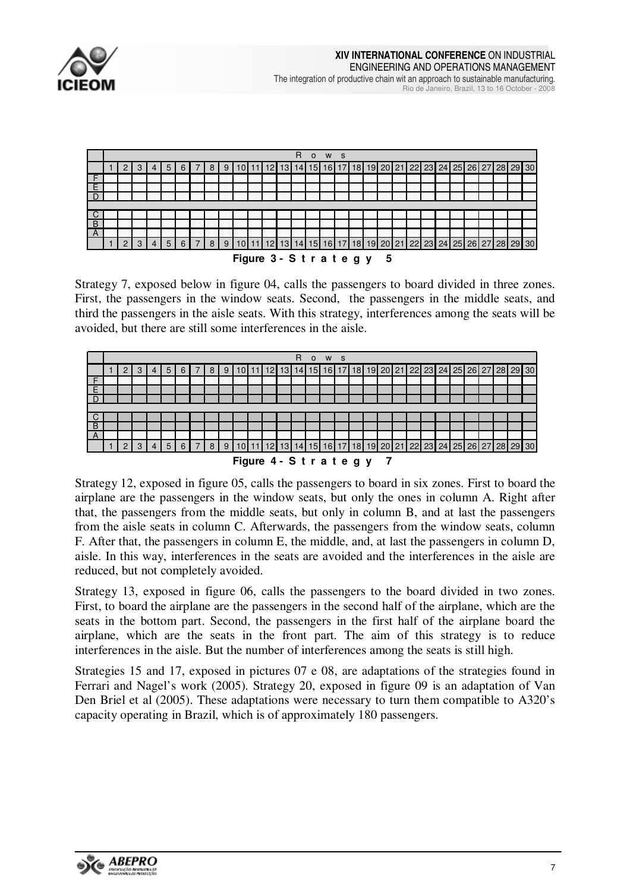|   | Rows |   |   |   |   |   |   |   |   |   |   |   |   |   |   |   |   |   |   |   |   |   |   |   |   |   |   |   |   |   |
|---|---|---|---|---|---|---|---|---|---|---|---|---|---|---|---|---|---|---|---|---|---|---|---|---|---|---|---|---|---|---|
|   | 1 | 2 | 3 | 4 | 5 | 6 | 7 | 8 | 9 | 10 | 11 | 12 | 13 | 14 | 15 | 16 | 17 | 18 | 19 | 20 | 21 | 22 | 23 | 24 | 25 | 26 | 27 | 28 | 29 | 30 |
| F |   |   |   |   |   |   |   |   |   |   |   |   |   |   |   |   |   |   |   |   |   |   |   |   |   |   |   |   |   |   |
| E |   |   |   |   |   |   |   |   |   |   |   |   |   |   |   |   |   |   |   |   |   |   |   |   |   |   |   |   |   |   |
| D |   |   |   |   |   |   |   |   |   |   |   |   |   |   |   |   |   |   |   |   |   |   |   |   |   |   |   |   |   |   |
|   |   |   |   |   |   |   |   |   |   |   |   |   |   |   |   |   |   |   |   |   |   |   |   |   |   |   |   |   |   |   |
| C |   |   |   |   |   |   |   |   |   |   |   |   |   |   |   |   |   |   |   |   |   |   |   |   |   |   |   |   |   |   |
| B |   |   |   |   |   |   |   |   |   |   |   |   |   |   |   |   |   |   |   |   |   |   |   |   |   |   |   |   |   |   |
| A |   |   |   |   |   |   |   |   |   |   |   |   |   |   |   |   |   |   |   |   |   |   |   |   |   |   |   |   |   |   |
|   | 1 | 2 | 3 | 4 | 5 | 6 | 7 | 8 | 9 | 10 | 11 | 12 | 13 | 14 | 15 | 16 | 17 | 18 | 19 | 20 | 21 | 22 | 23 | 24 | 25 | 26 | 27 | 28 | 29 | 30 |

**Figure 3 - Strategy 5**

Strategy 7, exposed below in figure 04, calls the passengers to board divided in three zones. First, the passengers in the window seats. Second, the passengers in the middle seats, and third the passengers in the aisle seats. With this strategy, interferences among the seats will be avoided, but there are still some interferences in the aisle.

|   | Rows |   |   |   |   |   |   |   |   |   |   |   |   |   |   |   |   |   |   |   |   |   |   |   |   |   |   |   |   |   |
|---|---|---|---|---|---|---|---|---|---|---|---|---|---|---|---|---|---|---|---|---|---|---|---|---|---|---|---|---|---|---|
|   | 1 | 2 | 3 | 4 | 5 | 6 | 7 | 8 | 9 | 10 | 11 | 12 | 13 | 14 | 15 | 16 | 17 | 18 | 19 | 20 | 21 | 22 | 23 | 24 | 25 | 26 | 27 | 28 | 29 | 30 |
| F |   |   |   |   |   |   |   |   |   |   |   |   |   |   |   |   |   |   |   |   |   |   |   |   |   |   |   |   |   |   |
| E |   |   |   |   |   |   |   |   |   |   |   |   |   |   |   |   |   |   |   |   |   |   |   |   |   |   |   |   |   |   |
| D |   |   |   |   |   |   |   |   |   |   |   |   |   |   |   |   |   |   |   |   |   |   |   |   |   |   |   |   |   |   |
|   |   |   |   |   |   |   |   |   |   |   |   |   |   |   |   |   |   |   |   |   |   |   |   |   |   |   |   |   |   |   |
| C |   |   |   |   |   |   |   |   |   |   |   |   |   |   |   |   |   |   |   |   |   |   |   |   |   |   |   |   |   |   |
| B |   |   |   |   |   |   |   |   |   |   |   |   |   |   |   |   |   |   |   |   |   |   |   |   |   |   |   |   |   |   |
| A |   |   |   |   |   |   |   |   |   |   |   |   |   |   |   |   |   |   |   |   |   |   |   |   |   |   |   |   |   |   |
|   | 1 | 2 | 3 | 4 | 5 | 6 | 7 | 8 | 9 | 10 | 11 | 12 | 13 | 14 | 15 | 16 | 17 | 18 | 19 | 20 | 21 | 22 | 23 | 24 | 25 | 26 | 27 | 28 | 29 | 30 |

**Figure 4 - Strategy 7**

Strategy 12, exposed in figure 05, calls the passengers to board in six zones. First to board the airplane are the passengers in the window seats, but only the ones in column A. Right after that, the passengers from the middle seats, but only in column B, and at last the passengers from the aisle seats in column C. Afterwards, the passengers from the window seats, column F. After that, the passengers in column E, the middle, and, at last the passengers in column D, aisle. In this way, interferences in the seats are avoided and the interferences in the aisle are reduced, but not completely avoided.

Strategy 13, exposed in figure 06, calls the passengers to the board divided in two zones. First, to board the airplane are the passengers in the second half of the airplane, which are the seats in the bottom part. Second, the passengers in the first half of the airplane board the airplane, which are the seats in the front part. The aim of this strategy is to reduce interferences in the aisle. But the number of interferences among the seats is still high.

Strategies 15 and 17, exposed in pictures 07 e 08, are adaptations of the strategies found in Ferrari and Nagel's work (2005). Strategy 20, exposed in figure 09 is an adaptation of Van Den Briel et al (2005). These adaptations were necessary to turn them compatible to A320's capacity operating in Brazil, which is of approximately 180 passengers.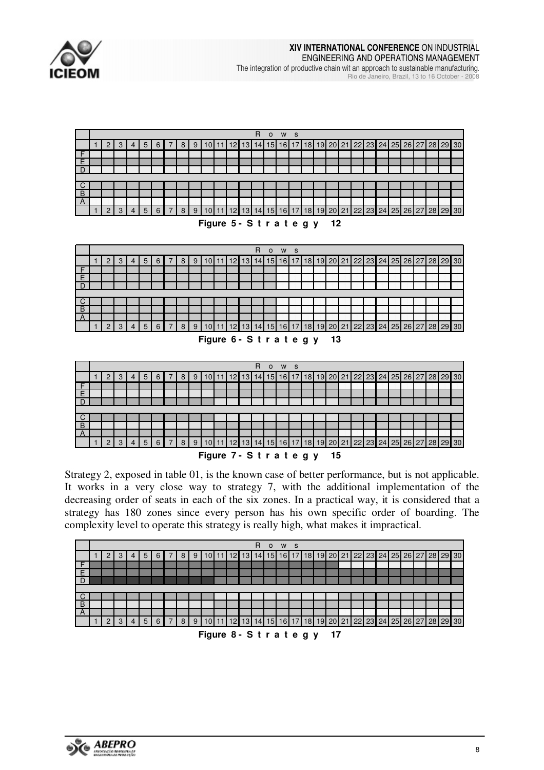|   | Rows | | | | | | | | | | | | | | | | | | | | | | | | | | | | | |
|---|---|---|---|---|---|---|---|---|---|---|---|---|---|---|---|---|---|---|---|---|---|---|---|---|---|---|---|---|---|---|
|   | 1 | 2 | 3 | 4 | 5 | 6 | 7 | 8 | 9 | 10 | 11 | 12 | 13 | 14 | 15 | 16 | 17 | 18 | 19 | 20 | 21 | 22 | 23 | 24 | 25 | 26 | 27 | 28 | 29 | 30 |
| F | | | | | | | | | | | | | | | | | | | | | | | | | | | | | | |
| E | | | | | | | | | | | | | | | | | | | | | | | | | | | | | | |
| D | | | | | | | | | | | | | | | | | | | | | | | | | | | | | | |
| C | | | | | | | | | | | | | | | | | | | | | | | | | | | | | | |
| B | | | | | | | | | | | | | | | | | | | | | | | | | | | | | | |
| A | | | | | | | | | | | | | | | | | | | | | | | | | | | | | | |
|   | 1 | 2 | 3 | 4 | 5 | 6 | 7 | 8 | 9 | 10 | 11 | 12 | 13 | 14 | 15 | 16 | 17 | 18 | 19 | 20 | 21 | 22 | 23 | 24 | 25 | 26 | 27 | 28 | 29 | 30 |

**Figure 5 - Strategy 12**

|   | Rows | | | | | | | | | | | | | | | | | | | | | | | | | | | | | |
|---|---|---|---|---|---|---|---|---|---|---|---|---|---|---|---|---|---|---|---|---|---|---|---|---|---|---|---|---|---|---|
|   | 1 | 2 | 3 | 4 | 5 | 6 | 7 | 8 | 9 | 10 | 11 | 12 | 13 | 14 | 15 | 16 | 17 | 18 | 19 | 20 | 21 | 22 | 23 | 24 | 25 | 26 | 27 | 28 | 29 | 30 |
| F | | | | | | | | | | | | | | | | | | | | | | | | | | | | | | |
| E | | | | | | | | | | | | | | | | | | | | | | | | | | | | | | |
| D | | | | | | | | | | | | | | | | | | | | | | | | | | | | | | |
| C | | | | | | | | | | | | | | | | | | | | | | | | | | | | | | |
| B | | | | | | | | | | | | | | | | | | | | | | | | | | | | | | |
| A | | | | | | | | | | | | | | | | | | | | | | | | | | | | | | |
|   | 1 | 2 | 3 | 4 | 5 | 6 | 7 | 8 | 9 | 10 | 11 | 12 | 13 | 14 | 15 | 16 | 17 | 18 | 19 | 20 | 21 | 22 | 23 | 24 | 25 | 26 | 27 | 28 | 29 | 30 |

**Figure 6 - Strategy 13**

|   | Rows | | | | | | | | | | | | | | | | | | | | | | | | | | | | | |
|---|---|---|---|---|---|---|---|---|---|---|---|---|---|---|---|---|---|---|---|---|---|---|---|---|---|---|---|---|---|---|
|   | 1 | 2 | 3 | 4 | 5 | 6 | 7 | 8 | 9 | 10 | 11 | 12 | 13 | 14 | 15 | 16 | 17 | 18 | 19 | 20 | 21 | 22 | 23 | 24 | 25 | 26 | 27 | 28 | 29 | 30 |
| F | | | | | | | | | | | | | | | | | | | | | | | | | | | | | | |
| E | | | | | | | | | | | | | | | | | | | | | | | | | | | | | | |
| D | | | | | | | | | | | | | | | | | | | | | | | | | | | | | | |
| C | | | | | | | | | | | | | | | | | | | | | | | | | | | | | | |
| B | | | | | | | | | | | | | | | | | | | | | | | | | | | | | | |
| A | | | | | | | | | | | | | | | | | | | | | | | | | | | | | | |
|   | 1 | 2 | 3 | 4 | 5 | 6 | 7 | 8 | 9 | 10 | 11 | 12 | 13 | 14 | 15 | 16 | 17 | 18 | 19 | 20 | 21 | 22 | 23 | 24 | 25 | 26 | 27 | 28 | 29 | 30 |

**Figure 7 - Strategy 15**

Strategy 2, exposed in table 01, is the known case of better performance, but is not applicable. It works in a very close way to strategy 7, with the additional implementation of the decreasing order of seats in each of the six zones. In a practical way, it is considered that a strategy has 180 zones since every person has his own specific order of boarding. The complexity level to operate this strategy is really high, what makes it impractical.

|   | Rows | | | | | | | | | | | | | | | | | | | | | | | | | | | | | |
|---|---|---|---|---|---|---|---|---|---|---|---|---|---|---|---|---|---|---|---|---|---|---|---|---|---|---|---|---|---|---|
|   | 1 | 2 | 3 | 4 | 5 | 6 | 7 | 8 | 9 | 10 | 11 | 12 | 13 | 14 | 15 | 16 | 17 | 18 | 19 | 20 | 21 | 22 | 23 | 24 | 25 | 26 | 27 | 28 | 29 | 30 |
| F | | | | | | | | | | | | | | | | | | | | | | | | | | | | | | |
| E | | | | | | | | | | | | | | | | | | | | | | | | | | | | | | |
| D | | | | | | | | | | | | | | | | | | | | | | | | | | | | | | |
| C | | | | | | | | | | | | | | | | | | | | | | | | | | | | | | |
| B | | | | | | | | | | | | | | | | | | | | | | | | | | | | | | |
| A | | | | | | | | | | | | | | | | | | | | | | | | | | | | | | |
|   | 1 | 2 | 3 | 4 | 5 | 6 | 7 | 8 | 9 | 10 | 11 | 12 | 13 | 14 | 15 | 16 | 17 | 18 | 19 | 20 | 21 | 22 | 23 | 24 | 25 | 26 | 27 | 28 | 29 | 30 |

**Figure 8 - Strategy 17**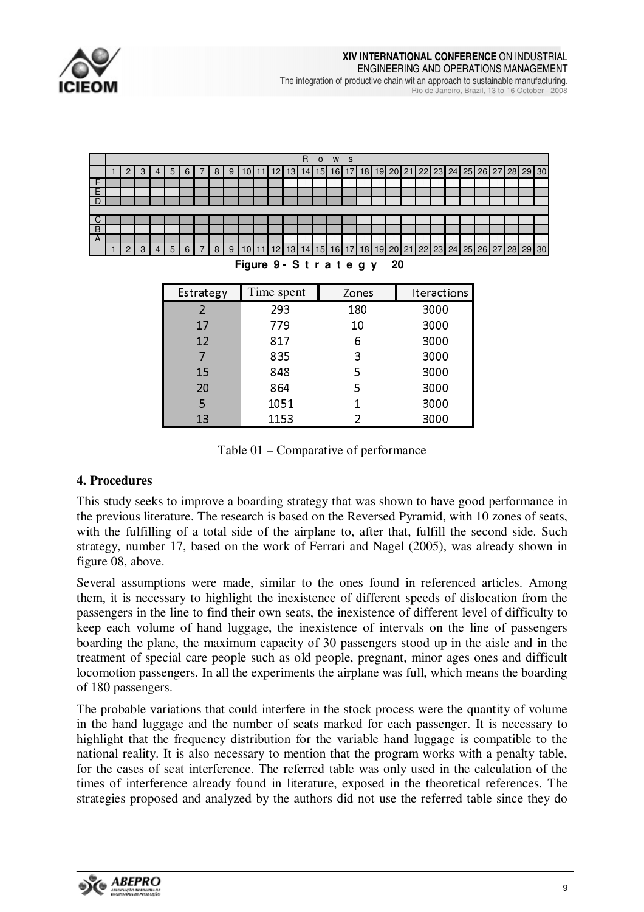| | Rows | | | | | | | | | | | | | | | | | | | | | | | | | | | | | |
|---|---|---|---|---|---|---|---|---|---|---|---|---|---|---|---|---|---|---|---|---|---|---|---|---|---|---|---|---|---|---|
| | 1 | 2 | 3 | 4 | 5 | 6 | 7 | 8 | 9 | 10 | 11 | 12 | 13 | 14 | 15 | 16 | 17 | 18 | 19 | 20 | 21 | 22 | 23 | 24 | 25 | 26 | 27 | 28 | 29 | 30 |
| F | | | | | | | | | | | | | | | | | | | | | | | | | | | | | | |
| E | | | | | | | | | | | | | | | | | | | | | | | | | | | | | | |
| D | | | | | | | | | | | | | | | | | | | | | | | | | | | | | | |
| | | | | | | | | | | | | | | | | | | | | | | | | | | | | | | |
| C | | | | | | | | | | | | | | | | | | | | | | | | | | | | | | |
| B | | | | | | | | | | | | | | | | | | | | | | | | | | | | | | |
| A | | | | | | | | | | | | | | | | | | | | | | | | | | | | | | |
| | 1 | 2 | 3 | 4 | 5 | 6 | 7 | 8 | 9 | 10 | 11 | 12 | 13 | 14 | 15 | 16 | 17 | 18 | 19 | 20 | 21 | 22 | 23 | 24 | 25 | 26 | 27 | 28 | 29 | 30 |

**Figure 9 - Strategy 20**

| Estrategy | Time spent | Zones | Iteractions |
|---|---|---|---|
| 2 | 293 | 180 | 3000 |
| 17 | 779 | 10 | 3000 |
| 12 | 817 | 6 | 3000 |
| 7 | 835 | 3 | 3000 |
| 15 | 848 | 5 | 3000 |
| 20 | 864 | 5 | 3000 |
| 5 | 1051 | 1 | 3000 |
| 13 | 1153 | 2 | 3000 |

Table 01 – Comparative of performance

## 4. Procedures

This study seeks to improve a boarding strategy that was shown to have good performance in the previous literature. The research is based on the Reversed Pyramid, with 10 zones of seats, with the fulfilling of a total side of the airplane to, after that, fulfill the second side. Such strategy, number 17, based on the work of Ferrari and Nagel (2005), was already shown in figure 08, above.

Several assumptions were made, similar to the ones found in referenced articles. Among them, it is necessary to highlight the inexistence of different speeds of dislocation from the passengers in the line to find their own seats, the inexistence of different level of difficulty to keep each volume of hand luggage, the inexistence of intervals on the line of passengers boarding the plane, the maximum capacity of 30 passengers stood up in the aisle and in the treatment of special care people such as old people, pregnant, minor ages ones and difficult locomotion passengers. In all the experiments the airplane was full, which means the boarding of 180 passengers.

The probable variations that could interfere in the stock process were the quantity of volume in the hand luggage and the number of seats marked for each passenger. It is necessary to highlight that the frequency distribution for the variable hand luggage is compatible to the national reality. It is also necessary to mention that the program works with a penalty table, for the cases of seat interference. The referred table was only used in the calculation of the times of interference already found in literature, exposed in the theoretical references. The strategies proposed and analyzed by the authors did not use the referred table since they do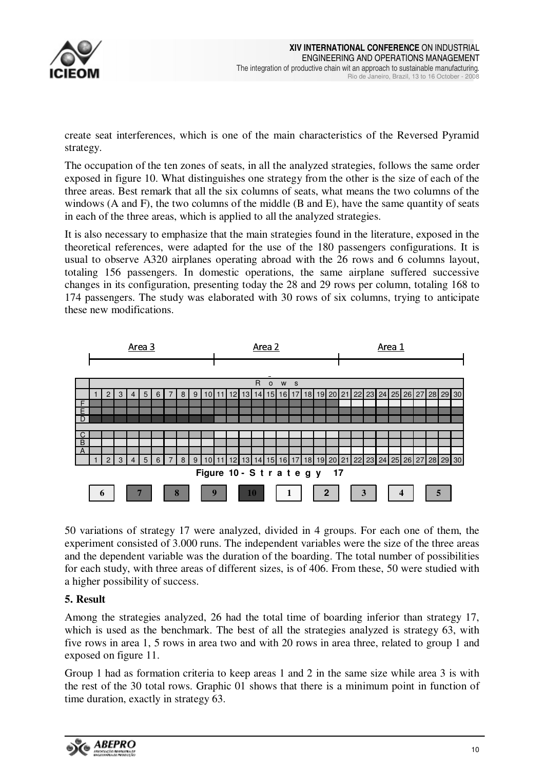create seat interferences, which is one of the main characteristics of the Reversed Pyramid strategy.

The occupation of the ten zones of seats, in all the analyzed strategies, follows the same order exposed in figure 10. What distinguishes one strategy from the other is the size of each of the three areas. Best remark that all the six columns of seats, what means the two columns of the windows (A and F), the two columns of the middle (B and E), have the same quantity of seats in each of the three areas, which is applied to all the analyzed strategies.

It is also necessary to emphasize that the main strategies found in the literature, exposed in the theoretical references, were adapted for the use of the 180 passengers configurations. It is usual to observe A320 airplanes operating abroad with the 26 rows and 6 columns layout, totaling 156 passengers. In domestic operations, the same airplane suffered successive changes in its configuration, presenting today the 28 and 29 rows per column, totaling 168 to 174 passengers. The study was elaborated with 30 rows of six columns, trying to anticipate these new modifications.

Area 3 — Area 2 — Area 1

Rows

| | 1 | 2 | 3 | 4 | 5 | 6 | 7 | 8 | 9 | 10 | 11 | 12 | 13 | 14 | 15 | 16 | 17 | 18 | 19 | 20 | 21 | 22 | 23 | 24 | 25 | 26 | 27 | 28 | 29 | 30 |
|---|---|---|---|---|---|---|---|---|---|---|---|---|---|---|---|---|---|---|---|---|---|---|---|---|---|---|---|---|---|---|
| F | | | | | | | | | | | | | | | | | | | | | | | | | | | | | | |
| E | | | | | | | | | | | | | | | | | | | | | | | | | | | | | | |
| D | | | | | | | | | | | | | | | | | | | | | | | | | | | | | | |
| C | | | | | | | | | | | | | | | | | | | | | | | | | | | | | | |
| B | | | | | | | | | | | | | | | | | | | | | | | | | | | | | | |
| A | | | | | | | | | | | | | | | | | | | | | | | | | | | | | | |

**Figure 10 - Strategy 17**

6 | 7 | 8 | 9 | 10 | 1 | 2 | 3 | 4 | 5

50 variations of strategy 17 were analyzed, divided in 4 groups. For each one of them, the experiment consisted of 3.000 runs. The independent variables were the size of the three areas and the dependent variable was the duration of the boarding. The total number of possibilities for each study, with three areas of different sizes, is of 406. From these, 50 were studied with a higher possibility of success.

## 5. Result

Among the strategies analyzed, 26 had the total time of boarding inferior than strategy 17, which is used as the benchmark. The best of all the strategies analyzed is strategy 63, with five rows in area 1, 5 rows in area two and with 20 rows in area three, related to group 1 and exposed on figure 11.

Group 1 had as formation criteria to keep areas 1 and 2 in the same size while area 3 is with the rest of the 30 total rows. Graphic 01 shows that there is a minimum point in function of time duration, exactly in strategy 63.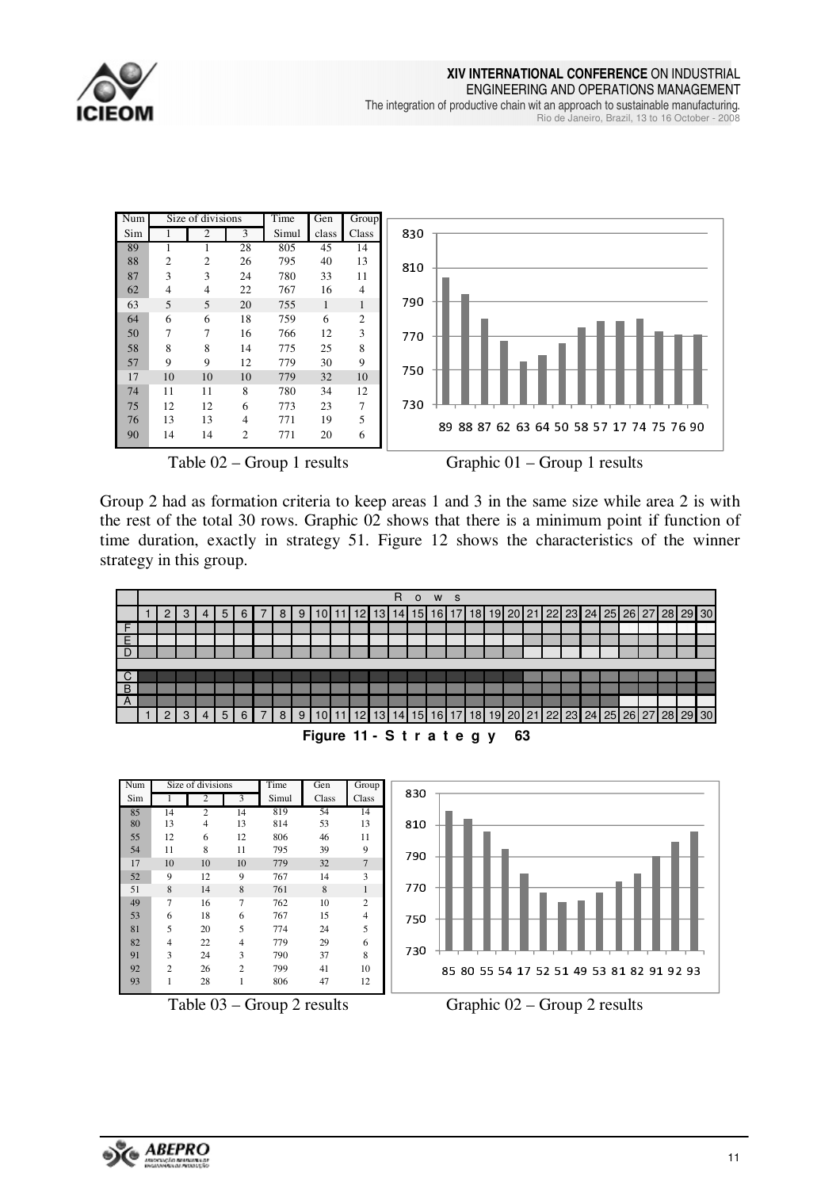| Num | Size of divisions | | | Time | Gen | Group |
|---|---|---|---|---|---|---|
| Sim | 1 | 2 | 3 | Simul | class | Class |
| 89 | 1 | 1 | 28 | 805 | 45 | 14 |
| 88 | 2 | 2 | 26 | 795 | 40 | 13 |
| 87 | 3 | 3 | 24 | 780 | 33 | 11 |
| 62 | 4 | 4 | 22 | 767 | 16 | 4 |
| 63 | 5 | 5 | 20 | 755 | 1 | 1 |
| 64 | 6 | 6 | 18 | 759 | 6 | 2 |
| 50 | 7 | 7 | 16 | 766 | 12 | 3 |
| 58 | 8 | 8 | 14 | 775 | 25 | 8 |
| 57 | 9 | 9 | 12 | 779 | 30 | 9 |
| 17 | 10 | 10 | 10 | 779 | 32 | 10 |
| 74 | 11 | 11 | 8 | 780 | 34 | 12 |
| 75 | 12 | 12 | 6 | 773 | 23 | 7 |
| 76 | 13 | 13 | 4 | 771 | 19 | 5 |
| 90 | 14 | 14 | 2 | 771 | 20 | 6 |

Table 02 – Group 1 results

Graphic 01 – Group 1 results

Group 2 had as formation criteria to keep areas 1 and 3 in the same size while area 2 is with the rest of the total 30 rows. Graphic 02 shows that there is a minimum point if function of time duration, exactly in strategy 51. Figure 12 shows the characteristics of the winner strategy in this group.

**Figure 11 - Strategy 63**

| Num | Size of divisions | | | Time | Gen | Group |
|---|---|---|---|---|---|---|
| Sim | 1 | 2 | 3 | Simul | Class | Class |
| 85 | 14 | 2 | 14 | 819 | 54 | 14 |
| 80 | 13 | 4 | 13 | 814 | 53 | 13 |
| 55 | 12 | 6 | 12 | 806 | 46 | 11 |
| 54 | 11 | 8 | 11 | 795 | 39 | 9 |
| 17 | 10 | 10 | 10 | 779 | 32 | 7 |
| 52 | 9 | 12 | 9 | 767 | 14 | 3 |
| 51 | 8 | 14 | 8 | 761 | 8 | 1 |
| 49 | 7 | 16 | 7 | 762 | 10 | 2 |
| 53 | 6 | 18 | 6 | 767 | 15 | 4 |
| 81 | 5 | 20 | 5 | 774 | 24 | 5 |
| 82 | 4 | 22 | 4 | 779 | 29 | 6 |
| 91 | 3 | 24 | 3 | 790 | 37 | 8 |
| 92 | 2 | 26 | 2 | 799 | 41 | 10 |
| 93 | 1 | 28 | 1 | 806 | 47 | 12 |

Table 03 – Group 2 results

Graphic 02 – Group 2 results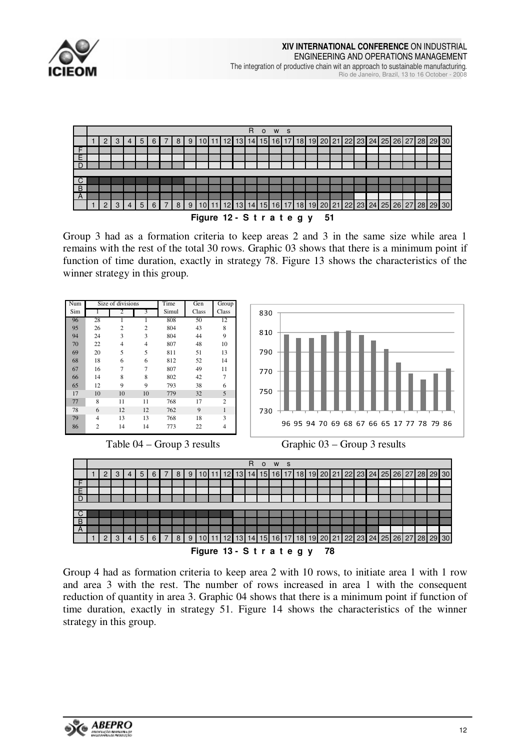| | R o w s | | | | | | | | | | | | | | | | | | | | | | | | | | | | |
|---|---|---|---|---|---|---|---|---|---|---|---|---|---|---|---|---|---|---|---|---|---|---|---|---|---|---|---|---|---|
| | 1 | 2 | 3 | 4 | 5 | 6 | 7 | 8 | 9 | 10 | 11 | 12 | 13 | 14 | 15 | 16 | 17 | 18 | 19 | 20 | 21 | 22 | 23 | 24 | 25 | 26 | 27 | 28 | 29 | 30 |
| F | | | | | | | | | | | | | | | | | | | | | | | | | | | | | | |
| E | | | | | | | | | | | | | | | | | | | | | | | | | | | | | | |
| D | | | | | | | | | | | | | | | | | | | | | | | | | | | | | | |
| C | | | | | | | | | | | | | | | | | | | | | | | | | | | | | | |
| B | | | | | | | | | | | | | | | | | | | | | | | | | | | | | | |
| A | | | | | | | | | | | | | | | | | | | | | | | | | | | | | | |
| | 1 | 2 | 3 | 4 | 5 | 6 | 7 | 8 | 9 | 10 | 11 | 12 | 13 | 14 | 15 | 16 | 17 | 18 | 19 | 20 | 21 | 22 | 23 | 24 | 25 | 26 | 27 | 28 | 29 | 30 |

**Figure 12 - S t r a t e g y 51**

Group 3 had as a formation criteria to keep areas 2 and 3 in the same size while area 1 remains with the rest of the total 30 rows. Graphic 03 shows that there is a minimum point if function of time duration, exactly in strategy 78. Figure 13 shows the characteristics of the winner strategy in this group.

| Num Sim | Size of divisions 1 | 2 | 3 | Time Simul | Gen Class | Group Class |
|---|---|---|---|---|---|---|
| 96 | 28 | 1 | 1 | 808 | 50 | 12 |
| 95 | 26 | 2 | 2 | 804 | 43 | 8 |
| 94 | 24 | 3 | 3 | 804 | 44 | 9 |
| 70 | 22 | 4 | 4 | 807 | 48 | 10 |
| 69 | 20 | 5 | 5 | 811 | 51 | 13 |
| 68 | 18 | 6 | 6 | 812 | 52 | 14 |
| 67 | 16 | 7 | 7 | 807 | 49 | 11 |
| 66 | 14 | 8 | 8 | 802 | 42 | 7 |
| 65 | 12 | 9 | 9 | 793 | 38 | 6 |
| 17 | 10 | 10 | 10 | 779 | 32 | 5 |
| 77 | 8 | 11 | 11 | 768 | 17 | 2 |
| 78 | 6 | 12 | 12 | 762 | 9 | 1 |
| 79 | 4 | 13 | 13 | 768 | 18 | 3 |
| 86 | 2 | 14 | 14 | 773 | 22 | 4 |

Table 04 – Group 3 results

Graphic 03 – Group 3 results

| | R o w s | | | | | | | | | | | | | | | | | | | | | | | | | | | | |
|---|---|---|---|---|---|---|---|---|---|---|---|---|---|---|---|---|---|---|---|---|---|---|---|---|---|---|---|---|---|
| | 1 | 2 | 3 | 4 | 5 | 6 | 7 | 8 | 9 | 10 | 11 | 12 | 13 | 14 | 15 | 16 | 17 | 18 | 19 | 20 | 21 | 22 | 23 | 24 | 25 | 26 | 27 | 28 | 29 | 30 |
| F | | | | | | | | | | | | | | | | | | | | | | | | | | | | | | |
| E | | | | | | | | | | | | | | | | | | | | | | | | | | | | | | |
| D | | | | | | | | | | | | | | | | | | | | | | | | | | | | | | |
| C | | | | | | | | | | | | | | | | | | | | | | | | | | | | | | |
| B | | | | | | | | | | | | | | | | | | | | | | | | | | | | | | |
| A | | | | | | | | | | | | | | | | | | | | | | | | | | | | | | |
| | 1 | 2 | 3 | 4 | 5 | 6 | 7 | 8 | 9 | 10 | 11 | 12 | 13 | 14 | 15 | 16 | 17 | 18 | 19 | 20 | 21 | 22 | 23 | 24 | 25 | 26 | 27 | 28 | 29 | 30 |

**Figure 13 - S t r a t e g y 78**

Group 4 had as formation criteria to keep area 2 with 10 rows, to initiate area 1 with 1 row and area 3 with the rest. The number of rows increased in area 1 with the consequent reduction of quantity in area 3. Graphic 04 shows that there is a minimum point if function of time duration, exactly in strategy 51. Figure 14 shows the characteristics of the winner strategy in this group.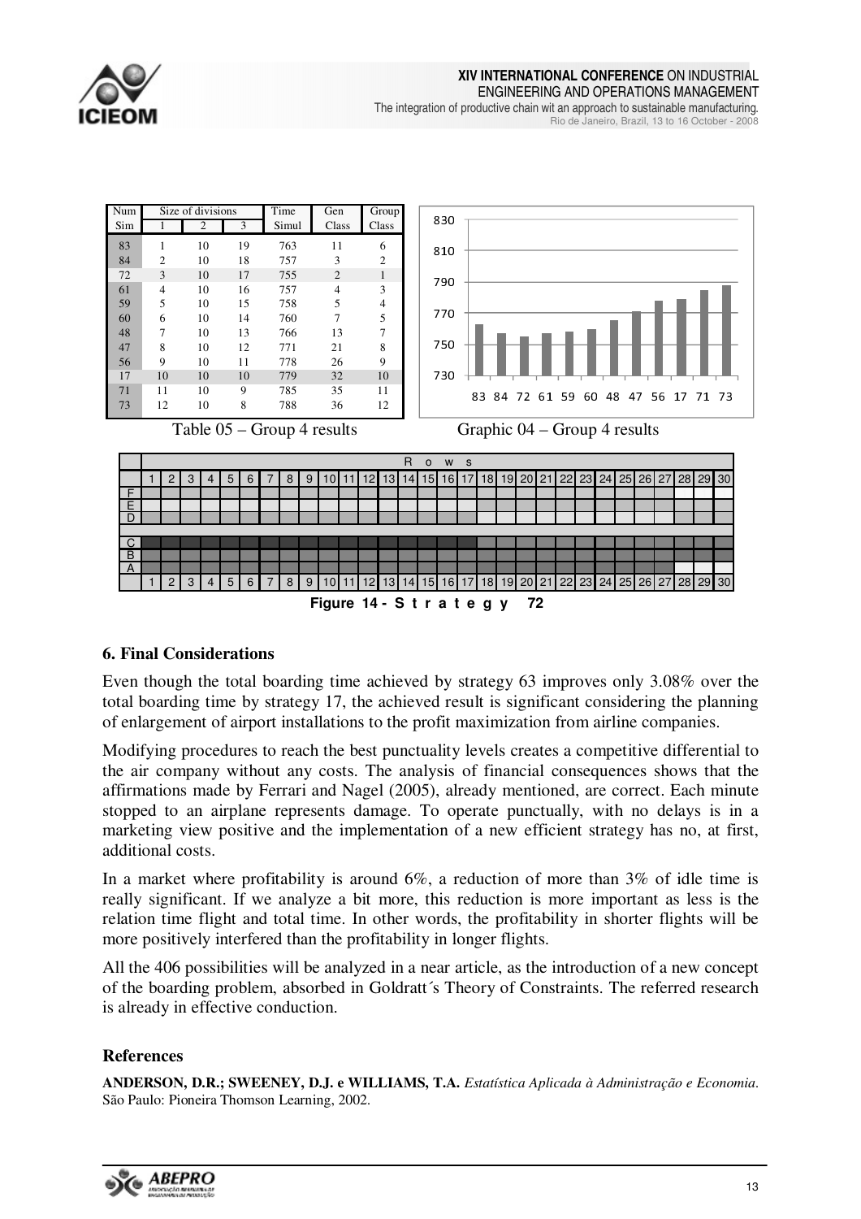| Num Sim | Size of divisions | | | Time Simul | Gen Class | Group Class |
|---|---|---|---|---|---|---|
| | 1 | 2 | 3 | | | |
| 83 | 1 | 10 | 19 | 763 | 11 | 6 |
| 84 | 2 | 10 | 18 | 757 | 3 | 2 |
| 72 | 3 | 10 | 17 | 755 | 2 | 1 |
| 61 | 4 | 10 | 16 | 757 | 4 | 3 |
| 59 | 5 | 10 | 15 | 758 | 5 | 4 |
| 60 | 6 | 10 | 14 | 760 | 7 | 5 |
| 48 | 7 | 10 | 13 | 766 | 13 | 7 |
| 47 | 8 | 10 | 12 | 771 | 21 | 8 |
| 56 | 9 | 10 | 11 | 778 | 26 | 9 |
| 17 | 10 | 10 | 10 | 779 | 32 | 10 |
| 71 | 11 | 10 | 9 | 785 | 35 | 11 |
| 73 | 12 | 10 | 8 | 788 | 36 | 12 |

Table 05 – Group 4 results

Graphic 04 – Group 4 results

Figure 14 - Strategy 72

## 6. Final Considerations

Even though the total boarding time achieved by strategy 63 improves only 3.08% over the total boarding time by strategy 17, the achieved result is significant considering the planning of enlargement of airport installations to the profit maximization from airline companies.

Modifying procedures to reach the best punctuality levels creates a competitive differential to the air company without any costs. The analysis of financial consequences shows that the affirmations made by Ferrari and Nagel (2005), already mentioned, are correct. Each minute stopped to an airplane represents damage. To operate punctually, with no delays is in a marketing view positive and the implementation of a new efficient strategy has no, at first, additional costs.

In a market where profitability is around 6%, a reduction of more than 3% of idle time is really significant. If we analyze a bit more, this reduction is more important as less is the relation time flight and total time. In other words, the profitability in shorter flights will be more positively interfered than the profitability in longer flights.

All the 406 possibilities will be analyzed in a near article, as the introduction of a new concept of the boarding problem, absorbed in Goldratt´s Theory of Constraints. The referred research is already in effective conduction.

## References

**ANDERSON, D.R.; SWEENEY, D.J. e WILLIAMS, T.A.** *Estatística Aplicada à Administração e Economia*. São Paulo: Pioneira Thomson Learning, 2002.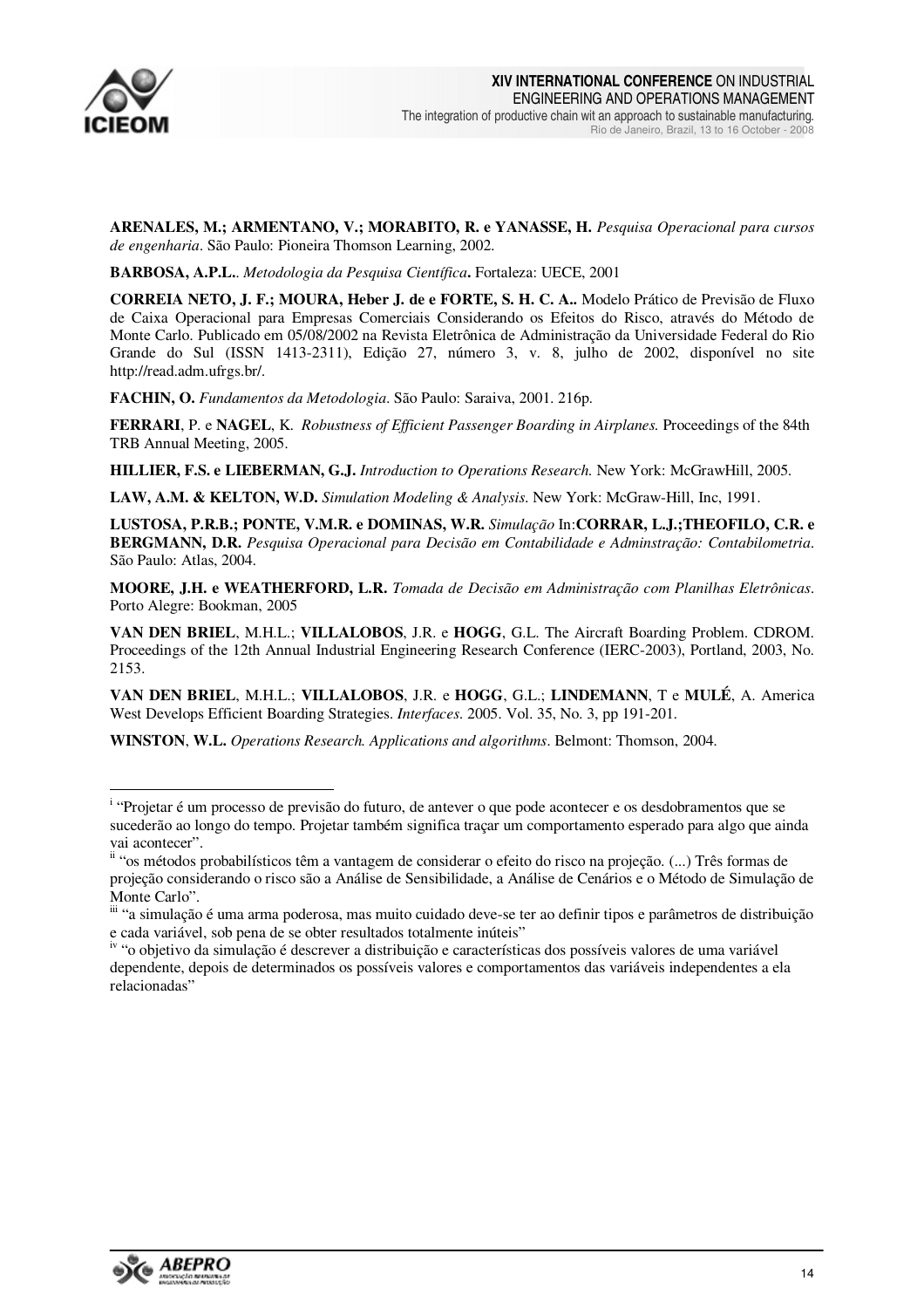**ARENALES, M.; ARMENTANO, V.; MORABITO, R. e YANASSE, H.** *Pesquisa Operacional para cursos de engenharia*. São Paulo: Pioneira Thomson Learning, 2002.

**BARBOSA, A.P.L.**. *Metodologia da Pesquisa Científica***.** Fortaleza: UECE, 2001

**CORREIA NETO, J. F.; MOURA, Heber J. de e FORTE, S. H. C. A..** Modelo Prático de Previsão de Fluxo de Caixa Operacional para Empresas Comerciais Considerando os Efeitos do Risco, através do Método de Monte Carlo. Publicado em 05/08/2002 na Revista Eletrônica de Administração da Universidade Federal do Rio Grande do Sul (ISSN 1413-2311), Edição 27, número 3, v. 8, julho de 2002, disponível no site http://read.adm.ufrgs.br/.

**FACHIN, O.** *Fundamentos da Metodologia*. São Paulo: Saraiva, 2001. 216p.

**FERRARI**, P. e **NAGEL**, K. *Robustness of Efficient Passenger Boarding in Airplanes.* Proceedings of the 84th TRB Annual Meeting, 2005.

**HILLIER, F.S. e LIEBERMAN, G.J.** *Introduction to Operations Research.* New York: McGrawHill, 2005.

**LAW, A.M. & KELTON, W.D.** *Simulation Modeling & Analysis*. New York: McGraw-Hill, Inc, 1991.

**LUSTOSA, P.R.B.; PONTE, V.M.R. e DOMINAS, W.R.** *Simulação* In:**CORRAR, L.J.;THEOFILO, C.R. e BERGMANN, D.R.** *Pesquisa Operacional para Decisão em Contabilidade e Adminstração: Contabilometria*. São Paulo: Atlas, 2004.

**MOORE, J.H. e WEATHERFORD, L.R.** *Tomada de Decisão em Administração com Planilhas Eletrônicas*. Porto Alegre: Bookman, 2005

**VAN DEN BRIEL**, M.H.L.; **VILLALOBOS**, J.R. e **HOGG**, G.L. The Aircraft Boarding Problem. CDROM. Proceedings of the 12th Annual Industrial Engineering Research Conference (IERC-2003), Portland, 2003, No. 2153.

**VAN DEN BRIEL**, M.H.L.; **VILLALOBOS**, J.R. e **HOGG**, G.L.; **LINDEMANN**, T e **MULÉ**, A. America West Develops Efficient Boarding Strategies. *Interfaces*. 2005. Vol. 35, No. 3, pp 191-201.

**WINSTON**, **W.L.** *Operations Research. Applications and algorithms*. Belmont: Thomson, 2004.

---

[i] "Projetar é um processo de previsão do futuro, de antever o que pode acontecer e os desdobramentos que se sucederão ao longo do tempo. Projetar também significa traçar um comportamento esperado para algo que ainda vai acontecer".

[ii] "os métodos probabilísticos têm a vantagem de considerar o efeito do risco na projeção. (...) Três formas de projeção considerando o risco são a Análise de Sensibilidade, a Análise de Cenários e o Método de Simulação de Monte Carlo".

[iii] "a simulação é uma arma poderosa, mas muito cuidado deve-se ter ao definir tipos e parâmetros de distribuição e cada variável, sob pena de se obter resultados totalmente inúteis"

[iv] "o objetivo da simulação é descrever a distribuição e características dos possíveis valores de uma variável dependente, depois de determinados os possíveis valores e comportamentos das variáveis independentes a ela relacionadas"